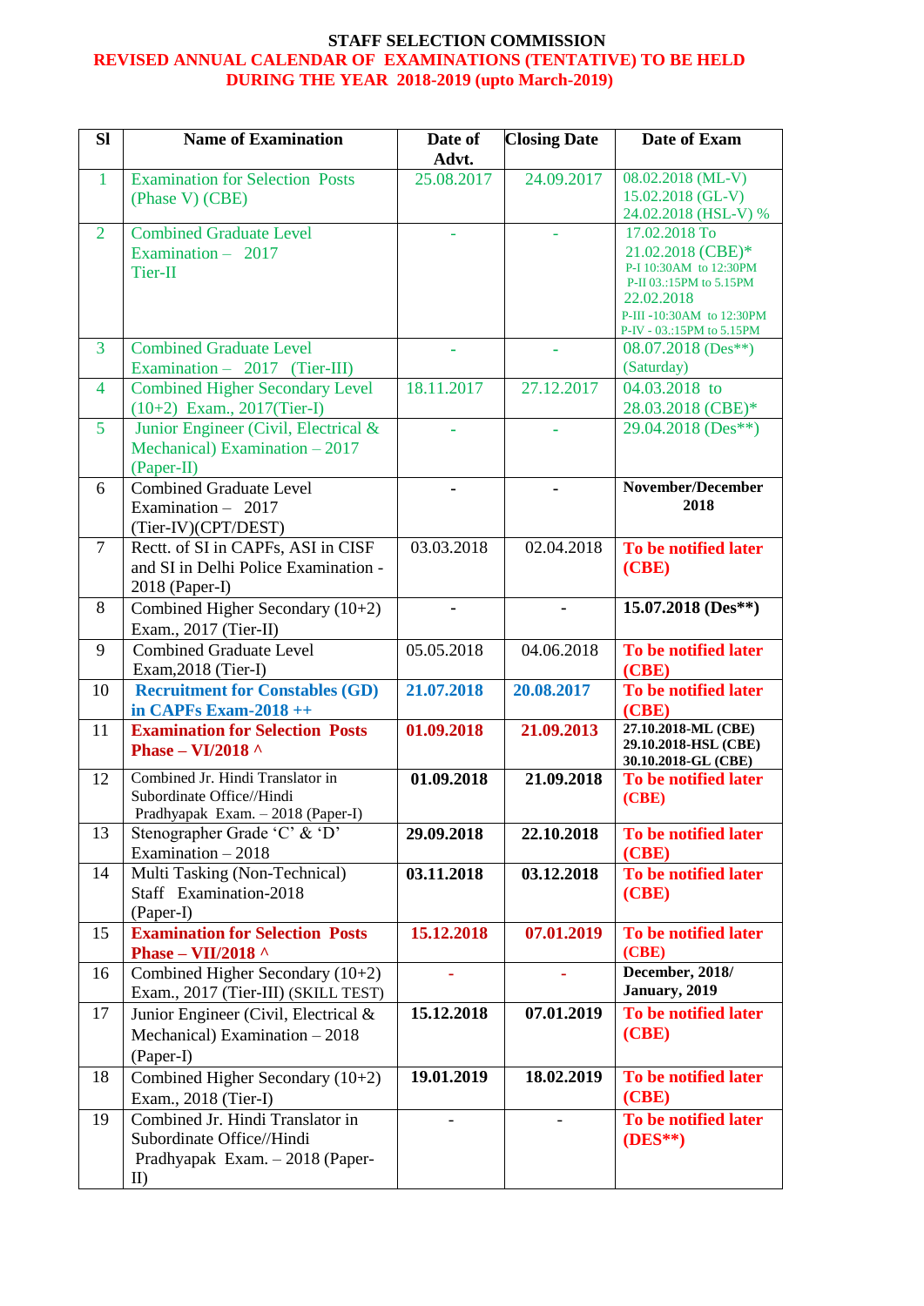# STAFF SELECTION COMMISSION

## REVISED ANNUAL CALENDAR OF EXAMINATIONS (TENTATIVE) TO BE HELD DURING THE YEAR 2018-2019 (upto March-2019)

| Sl | Name of Examination | Date of Advt. | Closing Date | Date of Exam |
|---|---|---|---|---|
| 1 | Examination for Selection Posts (Phase V) (CBE) | 25.08.2017 | 24.09.2017 | 08.02.2018 (ML-V)<br>15.02.2018 (GL-V)<br>24.02.2018 (HSL-V) % |
| 2 | Combined Graduate Level Examination – 2017 Tier-II | - | - | 17.02.2018 To 21.02.2018 (CBE)*<br>P-I 10:30AM to 12:30PM<br>P-II 03.:15PM to 5.15PM<br>22.02.2018<br>P-III -10:30AM to 12:30PM<br>P-IV - 03.:15PM to 5.15PM |
| 3 | Combined Graduate Level Examination – 2017 (Tier-III) | - | - | 08.07.2018 (Des**) (Saturday) |
| 4 | Combined Higher Secondary Level (10+2) Exam., 2017(Tier-I) | 18.11.2017 | 27.12.2017 | 04.03.2018 to 28.03.2018 (CBE)* |
| 5 | Junior Engineer (Civil, Electrical & Mechanical) Examination – 2017 (Paper-II) | - | - | 29.04.2018 (Des**) |
| 6 | Combined Graduate Level Examination – 2017 (Tier-IV)(CPT/DEST) | - | - | **November/December 2018** |
| 7 | Rectt. of SI in CAPFs, ASI in CISF and SI in Delhi Police Examination - 2018 (Paper-I) | 03.03.2018 | 02.04.2018 | **To be notified later (CBE)** |
| 8 | Combined Higher Secondary (10+2) Exam., 2017 (Tier-II) | - | - | **15.07.2018 (Des**)** |
| 9 | Combined Graduate Level Exam,2018 (Tier-I) | 05.05.2018 | 04.06.2018 | **To be notified later (CBE)** |
| 10 | **Recruitment for Constables (GD) in CAPFs Exam-2018 ++** | **21.07.2018** | **20.08.2017** | **To be notified later (CBE)** |
| 11 | **Examination for Selection Posts Phase – VI/2018 ^** | **01.09.2018** | **21.09.2013** | **27.10.2018-ML (CBE)<br>29.10.2018-HSL (CBE)<br>30.10.2018-GL (CBE)** |
| 12 | Combined Jr. Hindi Translator in Subordinate Office//Hindi Pradhyapak Exam. – 2018 (Paper-I) | **01.09.2018** | **21.09.2018** | **To be notified later (CBE)** |
| 13 | Stenographer Grade 'C' & 'D' Examination – 2018 | **29.09.2018** | **22.10.2018** | **To be notified later (CBE)** |
| 14 | Multi Tasking (Non-Technical) Staff Examination-2018 (Paper-I) | **03.11.2018** | **03.12.2018** | **To be notified later (CBE)** |
| 15 | **Examination for Selection Posts Phase – VII/2018 ^** | **15.12.2018** | **07.01.2019** | **To be notified later (CBE)** |
| 16 | Combined Higher Secondary (10+2) Exam., 2017 (Tier-III) (SKILL TEST) | - | - | **December, 2018/ January, 2019** |
| 17 | Junior Engineer (Civil, Electrical & Mechanical) Examination – 2018 (Paper-I) | **15.12.2018** | **07.01.2019** | **To be notified later (CBE)** |
| 18 | Combined Higher Secondary (10+2) Exam., 2018 (Tier-I) | **19.01.2019** | **18.02.2019** | **To be notified later (CBE)** |
| 19 | Combined Jr. Hindi Translator in Subordinate Office//Hindi Pradhyapak Exam. – 2018 (Paper-II) | - | - | **To be notified later (DES**)** |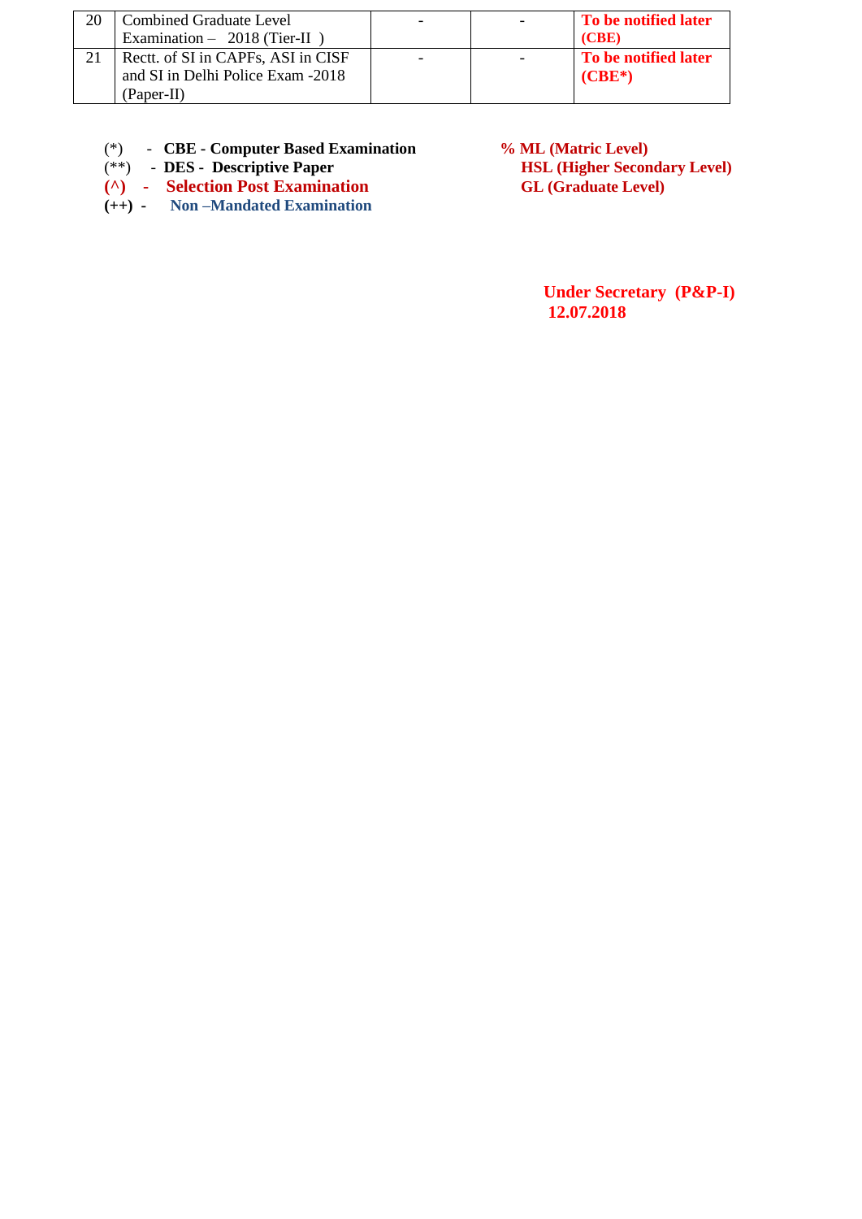| | | | | |
|---|---|---|---|---|
| 20 | Combined Graduate Level Examination – 2018 (Tier-II ) | - | - | **To be notified later (CBE)** |
| 21 | Rectt. of SI in CAPFs, ASI in CISF and SI in Delhi Police Exam -2018 (Paper-II) | - | - | **To be notified later (CBE*)** |

(*) - **CBE - Computer Based Examination**
(**) - **DES - Descriptive Paper**
**(^) - Selection Post Examination**
**(++) - Non –Mandated Examination**

**% ML (Matric Level)**
**HSL (Higher Secondary Level)**
**GL (Graduate Level)**

**Under Secretary (P&P-I)**
**12.07.2018**